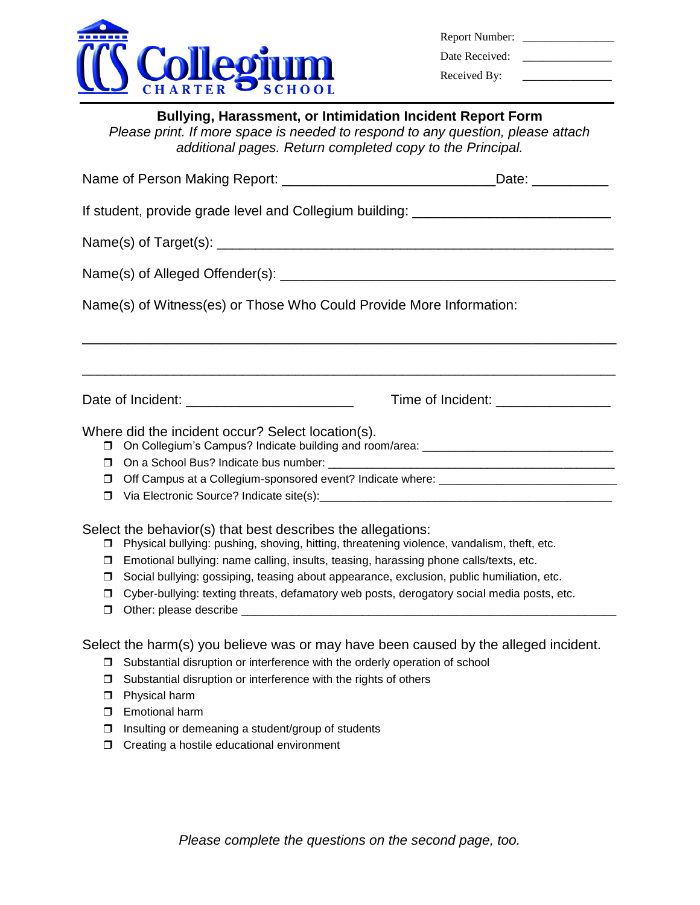Collegium Charter School

Report Number: _______________

Date Received: _______________

Received By: _______________

**Bullying, Harassment, or Intimidation Incident Report Form**

*Please print. If more space is needed to respond to any question, please attach additional pages. Return completed copy to the Principal.*

Name of Person Making Report: ___________________________ Date: __________

If student, provide grade level and Collegium building: _________________________

Name(s) of Target(s): _____________________________________________________

Name(s) of Alleged Offender(s): ____________________________________________

Name(s) of Witness(es) or Those Who Could Provide More Information:

_________________________________________________________________________

_________________________________________________________________________

Date of Incident: _____________________ Time of Incident: ______________

Where did the incident occur? Select location(s).

- ☐ On Collegium's Campus? Indicate building and room/area: _____________________________
- ☐ On a School Bus? Indicate bus number: _____________________________________________
- ☐ Off Campus at a Collegium-sponsored event? Indicate where: ___________________________
- ☐ Via Electronic Source? Indicate site(s):_______________________________________________

Select the behavior(s) that best describes the allegations:

- ☐ Physical bullying: pushing, shoving, hitting, threatening violence, vandalism, theft, etc.
- ☐ Emotional bullying: name calling, insults, teasing, harassing phone calls/texts, etc.
- ☐ Social bullying: gossiping, teasing about appearance, exclusion, public humiliation, etc.
- ☐ Cyber-bullying: texting threats, defamatory web posts, derogatory social media posts, etc.
- ☐ Other: please describe ___________________________________________________________

Select the harm(s) you believe was or may have been caused by the alleged incident.

- ☐ Substantial disruption or interference with the orderly operation of school
- ☐ Substantial disruption or interference with the rights of others
- ☐ Physical harm
- ☐ Emotional harm
- ☐ Insulting or demeaning a student/group of students
- ☐ Creating a hostile educational environment

*Please complete the questions on the second page, too.*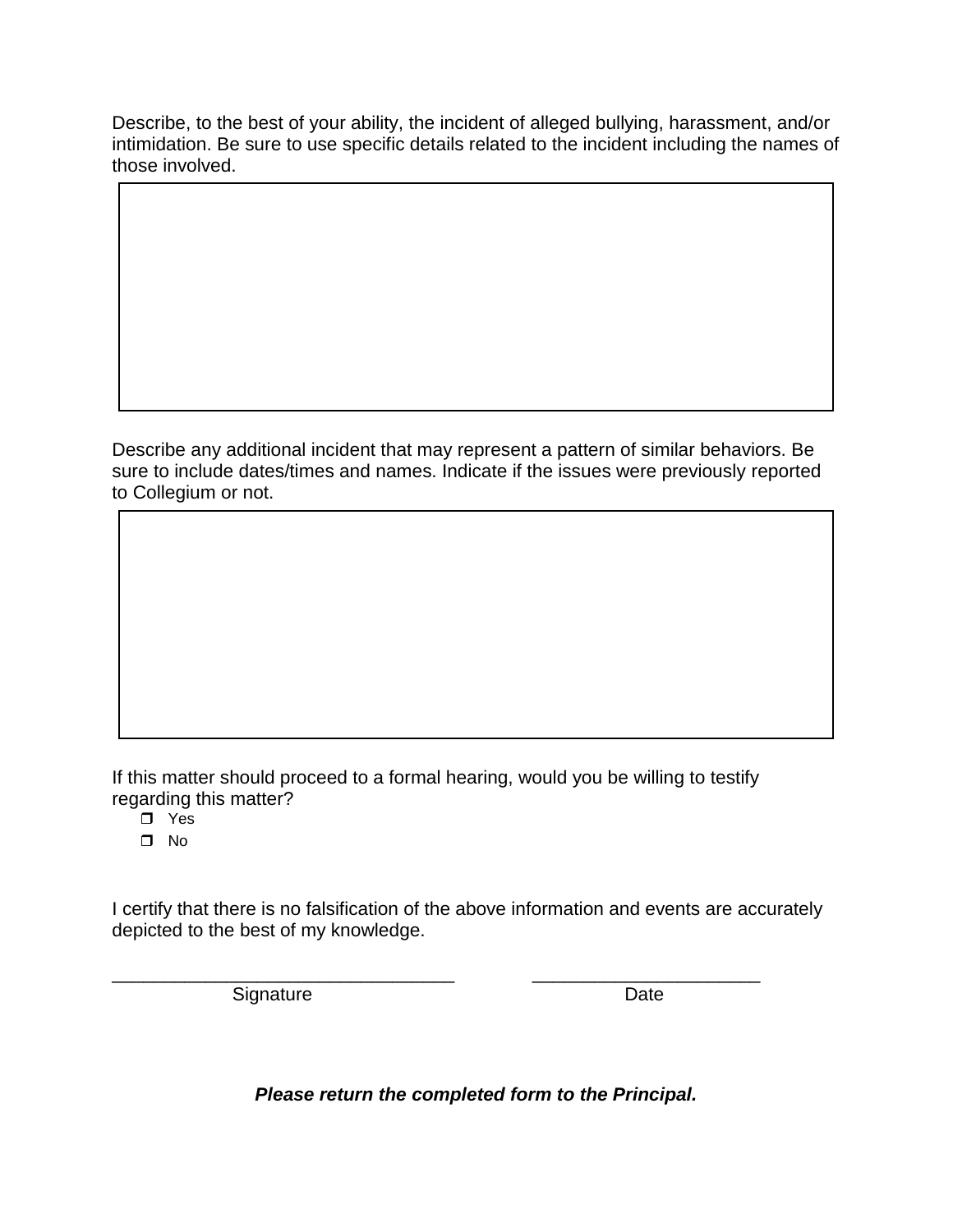Describe, to the best of your ability, the incident of alleged bullying, harassment, and/or intimidation. Be sure to use specific details related to the incident including the names of those involved.

| |
|---|
| |

Describe any additional incident that may represent a pattern of similar behaviors. Be sure to include dates/times and names. Indicate if the issues were previously reported to Collegium or not.

| |
|---|
| |

If this matter should proceed to a formal hearing, would you be willing to testify regarding this matter?

- ❐ Yes
- ❐ No

I certify that there is no falsification of the above information and events are accurately depicted to the best of my knowledge.

\_\_\_\_\_\_\_\_\_\_\_\_\_\_\_\_\_\_\_\_\_\_\_\_\_\_\_\_\_\_\_\_\_\_ &nbsp;&nbsp;&nbsp;&nbsp;&nbsp;&nbsp;&nbsp; \_\_\_\_\_\_\_\_\_\_\_\_\_\_\_\_\_\_\_\_\_\_\_

Signature &nbsp;&nbsp;&nbsp;&nbsp;&nbsp;&nbsp;&nbsp;&nbsp;&nbsp;&nbsp;&nbsp;&nbsp;&nbsp;&nbsp;&nbsp;&nbsp;&nbsp;&nbsp;&nbsp;&nbsp;&nbsp;&nbsp;&nbsp;&nbsp;&nbsp;&nbsp;&nbsp;&nbsp;&nbsp;&nbsp; Date

***Please return the completed form to the Principal.***